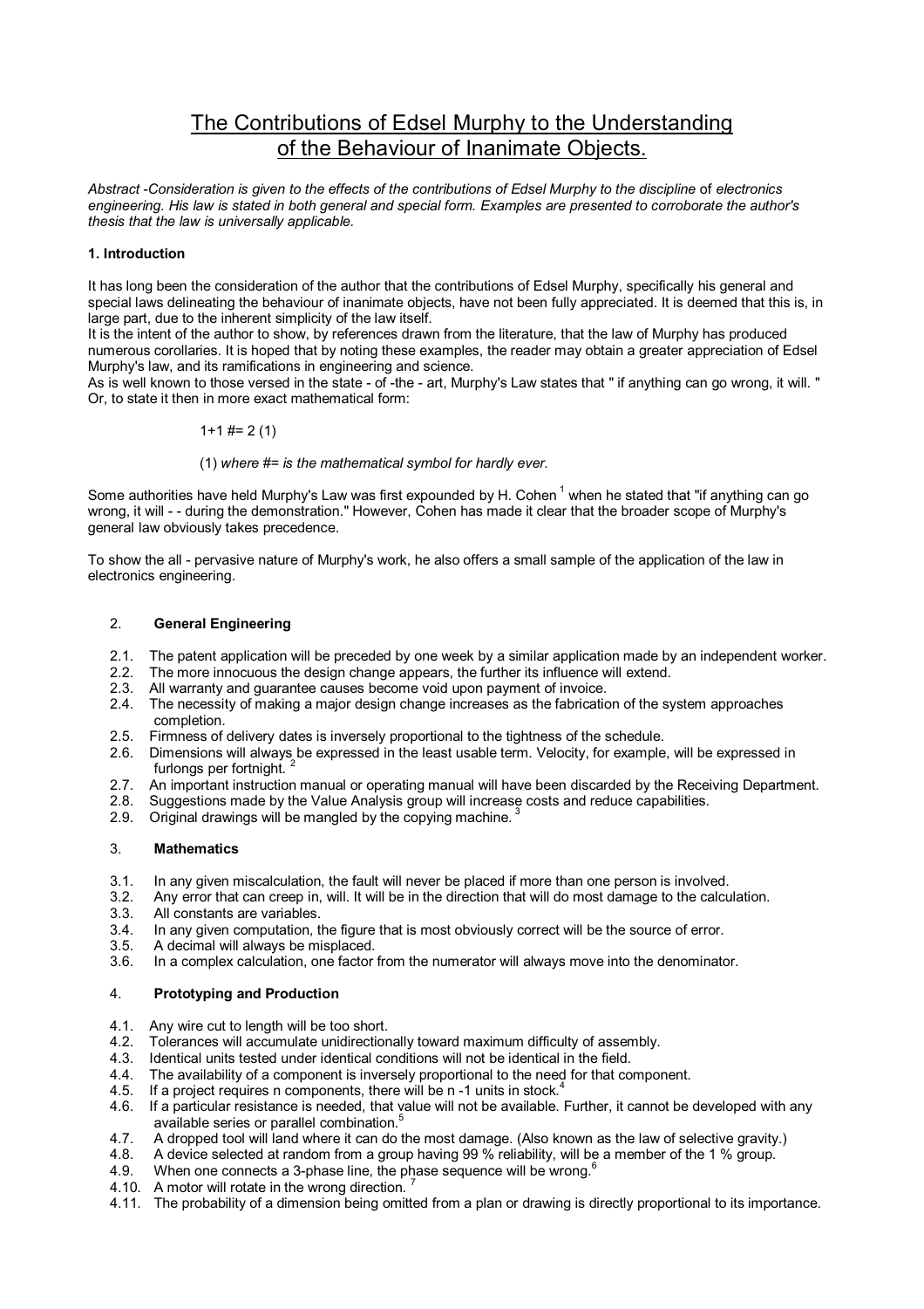# The Contributions of Edsel Murphy to the Understanding of the Behaviour of Inanimate Objects.

*Abstract -Consideration is given to the effects of the contributions of Edsel Murphy to the discipline* of *electronics engineering. His law is stated in both general and special form. Examples are presented to corroborate the author's thesis that the law is universally applicable.*

### 1. Introduction

It has long been the consideration of the author that the contributions of Edsel Murphy, specifically his general and special laws delineating the behaviour of inanimate objects, have not been fully appreciated. It is deemed that this is, in large part, due to the inherent simplicity of the law itself.

It is the intent of the author to show, by references drawn from the literature, that the law of Murphy has produced numerous corollaries. It is hoped that by noting these examples, the reader may obtain a greater appreciation of Edsel Murphy's law, and its ramifications in engineering and science.

As is well known to those versed in the state - of -the - art, Murphy's Law states that " if anything can go wrong, it will. " Or, to state it then in more exact mathematical form:

1+1 #= 2 (1)

(1) *where #= is the mathematical symbol for hardly ever.*

Some authorities have held Murphy's Law was first expounded by H. Cohen [1] when he stated that "if anything can go wrong, it will - - during the demonstration." However, Cohen has made it clear that the broader scope of Murphy's general law obviously takes precedence.

To show the all - pervasive nature of Murphy's work, he also offers a small sample of the application of the law in electronics engineering.

### 2. General Engineering

2.1. The patent application will be preceded by one week by a similar application made by an independent worker.
2.2. The more innocuous the design change appears, the further its influence will extend.
2.3. All warranty and guarantee causes become void upon payment of invoice.
2.4. The necessity of making a major design change increases as the fabrication of the system approaches completion.
2.5. Firmness of delivery dates is inversely proportional to the tightness of the schedule.
2.6. Dimensions will always be expressed in the least usable term. Velocity, for example, will be expressed in furlongs per fortnight. [2]
2.7. An important instruction manual or operating manual will have been discarded by the Receiving Department.
2.8. Suggestions made by the Value Analysis group will increase costs and reduce capabilities.
2.9. Original drawings will be mangled by the copying machine. [3]

### 3. Mathematics

3.1. In any given miscalculation, the fault will never be placed if more than one person is involved.
3.2. Any error that can creep in, will. It will be in the direction that will do most damage to the calculation.
3.3. All constants are variables.
3.4. In any given computation, the figure that is most obviously correct will be the source of error.
3.5. A decimal will always be misplaced.
3.6. In a complex calculation, one factor from the numerator will always move into the denominator.

### 4. Prototyping and Production

4.1. Any wire cut to length will be too short.
4.2. Tolerances will accumulate unidirectionally toward maximum difficulty of assembly.
4.3. Identical units tested under identical conditions will not be identical in the field.
4.4. The availability of a component is inversely proportional to the need for that component.
4.5. If a project requires n components, there will be n -1 units in stock.[4]
4.6. If a particular resistance is needed, that value will not be available. Further, it cannot be developed with any available series or parallel combination.[5]
4.7. A dropped tool will land where it can do the most damage. (Also known as the law of selective gravity.)
4.8. A device selected at random from a group having 99 % reliability, will be a member of the 1 % group.
4.9. When one connects a 3-phase line, the phase sequence will be wrong.[6]
4.10. A motor will rotate in the wrong direction. [7]
4.11. The probability of a dimension being omitted from a plan or drawing is directly proportional to its importance.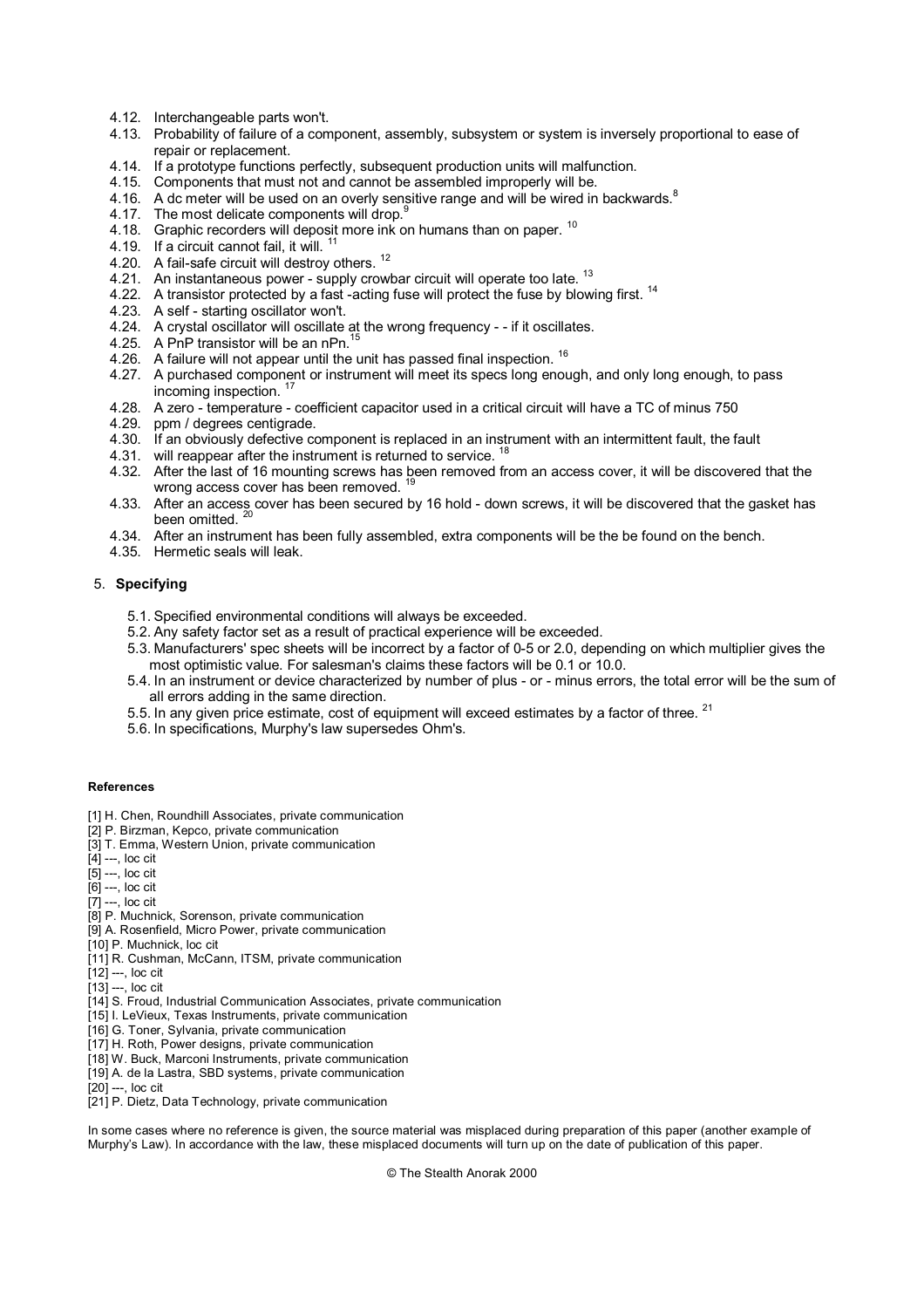4.12. Interchangeable parts won't.
4.13. Probability of failure of a component, assembly, subsystem or system is inversely proportional to ease of repair or replacement.
4.14. If a prototype functions perfectly, subsequent production units will malfunction.
4.15. Components that must not and cannot be assembled improperly will be.
4.16. A dc meter will be used on an overly sensitive range and will be wired in backwards.[8]
4.17. The most delicate components will drop.[9]
4.18. Graphic recorders will deposit more ink on humans than on paper. [10]
4.19. If a circuit cannot fail, it will. [11]
4.20. A fail-safe circuit will destroy others. [12]
4.21. An instantaneous power - supply crowbar circuit will operate too late. [13]
4.22. A transistor protected by a fast -acting fuse will protect the fuse by blowing first. [14]
4.23. A self - starting oscillator won't.
4.24. A crystal oscillator will oscillate at the wrong frequency - - if it oscillates.
4.25. A PnP transistor will be an nPn.[15]
4.26. A failure will not appear until the unit has passed final inspection. [16]
4.27. A purchased component or instrument will meet its specs long enough, and only long enough, to pass incoming inspection. [17]
4.28. A zero - temperature - coefficient capacitor used in a critical circuit will have a TC of minus 750
4.29. ppm / degrees centigrade.
4.30. If an obviously defective component is replaced in an instrument with an intermittent fault, the fault
4.31. will reappear after the instrument is returned to service. [18]
4.32. After the last of 16 mounting screws has been removed from an access cover, it will be discovered that the wrong access cover has been removed. [19]
4.33. After an access cover has been secured by 16 hold - down screws, it will be discovered that the gasket has been omitted. [20]
4.34. After an instrument has been fully assembled, extra components will be the be found on the bench.
4.35. Hermetic seals will leak.

5. **Specifying**

5.1. Specified environmental conditions will always be exceeded.
5.2. Any safety factor set as a result of practical experience will be exceeded.
5.3. Manufacturers' spec sheets will be incorrect by a factor of 0-5 or 2.0, depending on which multiplier gives the most optimistic value. For salesman's claims these factors will be 0.1 or 10.0.
5.4. In an instrument or device characterized by number of plus - or - minus errors, the total error will be the sum of all errors adding in the same direction.
5.5. In any given price estimate, cost of equipment will exceed estimates by a factor of three. [21]
5.6. In specifications, Murphy's law supersedes Ohm's.

#### References

[1] H. Chen, Roundhill Associates, private communication
[2] P. Birzman, Kepco, private communication
[3] T. Emma, Western Union, private communication
[4] ---, loc cit
[5] ---, loc cit
[6] ---, loc cit
[7] ---, loc cit
[8] P. Muchnick, Sorenson, private communication
[9] A. Rosenfield, Micro Power, private communication
[10] P. Muchnick, loc cit
[11] R. Cushman, McCann, ITSM, private communication
[12] ---, loc cit
[13] ---, loc cit
[14] S. Froud, Industrial Communication Associates, private communication
[15] I. LeVieux, Texas Instruments, private communication
[16] G. Toner, Sylvania, private communication
[17] H. Roth, Power designs, private communication
[18] W. Buck, Marconi Instruments, private communication
[19] A. de la Lastra, SBD systems, private communication
[20] ---, loc cit
[21] P. Dietz, Data Technology, private communication

In some cases where no reference is given, the source material was misplaced during preparation of this paper (another example of Murphy's Law). In accordance with the law, these misplaced documents will turn up on the date of publication of this paper.

© The Stealth Anorak 2000